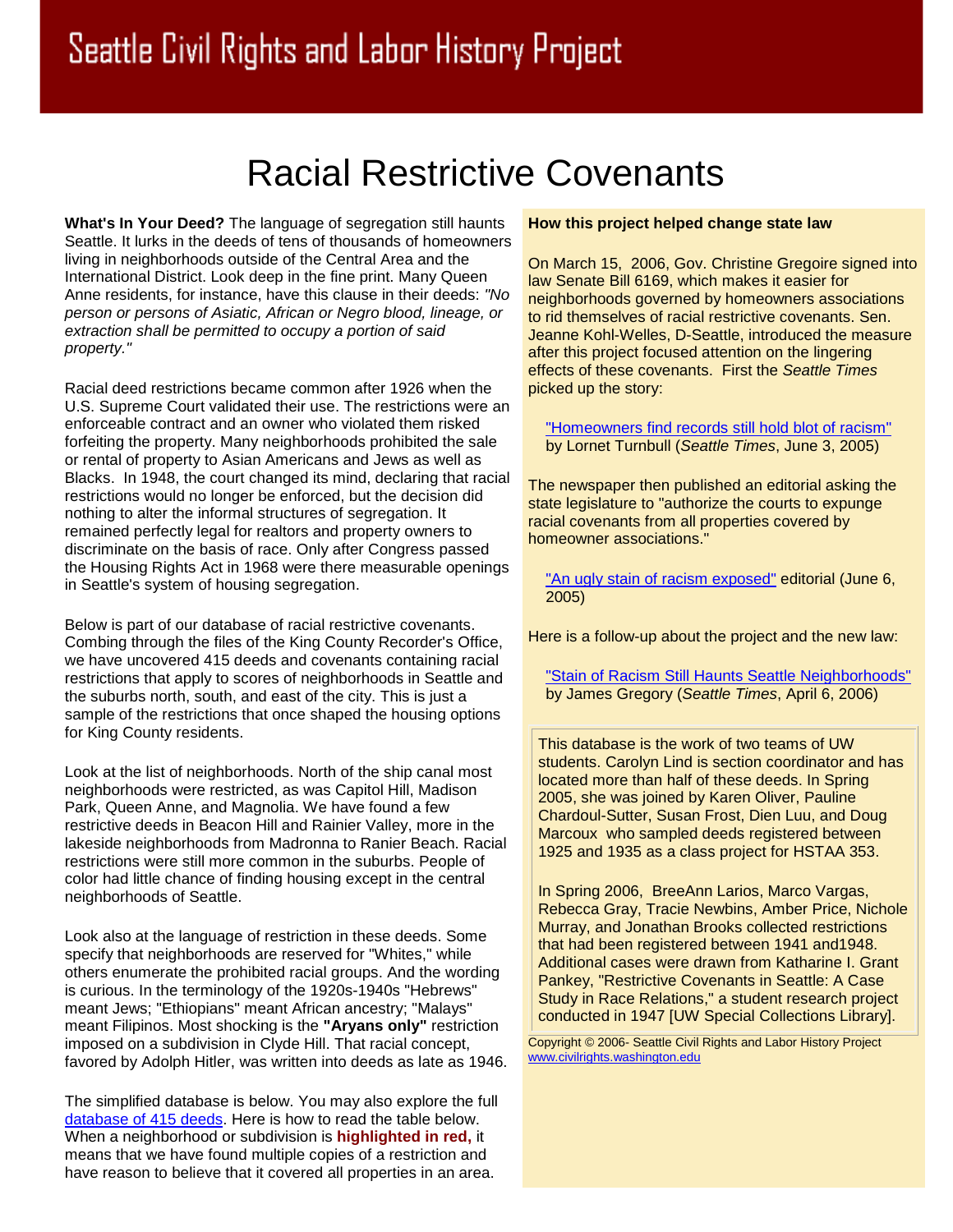# Seattle Civil Rights and Labor History Project

# Racial Restrictive Covenants

**What's In Your Deed?** The language of segregation still haunts Seattle. It lurks in the deeds of tens of thousands of homeowners living in neighborhoods outside of the Central Area and the International District. Look deep in the fine print. Many Queen Anne residents, for instance, have this clause in their deeds: *"No person or persons of Asiatic, African or Negro blood, lineage, or extraction shall be permitted to occupy a portion of said property."*

Racial deed restrictions became common after 1926 when the U.S. Supreme Court validated their use. The restrictions were an enforceable contract and an owner who violated them risked forfeiting the property. Many neighborhoods prohibited the sale or rental of property to Asian Americans and Jews as well as Blacks. In 1948, the court changed its mind, declaring that racial restrictions would no longer be enforced, but the decision did nothing to alter the informal structures of segregation. It remained perfectly legal for realtors and property owners to discriminate on the basis of race. Only after Congress passed the Housing Rights Act in 1968 were there measurable openings in Seattle's system of housing segregation.

Below is part of our database of racial restrictive covenants. Combing through the files of the King County Recorder's Office, we have uncovered 415 deeds and covenants containing racial restrictions that apply to scores of neighborhoods in Seattle and the suburbs north, south, and east of the city. This is just a sample of the restrictions that once shaped the housing options for King County residents.

Look at the list of neighborhoods. North of the ship canal most neighborhoods were restricted, as was Capitol Hill, Madison Park, Queen Anne, and Magnolia. We have found a few restrictive deeds in Beacon Hill and Rainier Valley, more in the lakeside neighborhoods from Madronna to Ranier Beach. Racial restrictions were still more common in the suburbs. People of color had little chance of finding housing except in the central neighborhoods of Seattle.

Look also at the language of restriction in these deeds. Some specify that neighborhoods are reserved for "Whites," while others enumerate the prohibited racial groups. And the wording is curious. In the terminology of the 1920s-1940s "Hebrews" meant Jews; "Ethiopians" meant African ancestry; "Malays" meant Filipinos. Most shocking is the **"Aryans only"** restriction imposed on a subdivision in Clyde Hill. That racial concept, favored by Adolph Hitler, was written into deeds as late as 1946.

The simplified database is below. You may also explore the full database of 415 deeds. Here is how to read the table below. When a neighborhood or subdivision is **highlighted in red,** it means that we have found multiple copies of a restriction and have reason to believe that it covered all properties in an area.

**How this project helped change state law**

On March 15, 2006, Gov. Christine Gregoire signed into law Senate Bill 6169, which makes it easier for neighborhoods governed by homeowners associations to rid themselves of racial restrictive covenants. Sen. Jeanne Kohl-Welles, D-Seattle, introduced the measure after this project focused attention on the lingering effects of these covenants. First the *Seattle Times* picked up the story:

"Homeowners find records still hold blot of racism" by Lornet Turnbull (*Seattle Times*, June 3, 2005)

The newspaper then published an editorial asking the state legislature to "authorize the courts to expunge racial covenants from all properties covered by homeowner associations."

"An ugly stain of racism exposed" editorial (June 6, 2005)

Here is a follow-up about the project and the new law:

"Stain of Racism Still Haunts Seattle Neighborhoods" by James Gregory (*Seattle Times*, April 6, 2006)

This database is the work of two teams of UW students. Carolyn Lind is section coordinator and has located more than half of these deeds. In Spring 2005, she was joined by Karen Oliver, Pauline Chardoul-Sutter, Susan Frost, Dien Luu, and Doug Marcoux who sampled deeds registered between 1925 and 1935 as a class project for HSTAA 353.

In Spring 2006, BreeAnn Larios, Marco Vargas, Rebecca Gray, Tracie Newbins, Amber Price, Nichole Murray, and Jonathan Brooks collected restrictions that had been registered between 1941 and1948. Additional cases were drawn from Katharine I. Grant Pankey, "Restrictive Covenants in Seattle: A Case Study in Race Relations," a student research project conducted in 1947 [UW Special Collections Library].

Copyright © 2006- Seattle Civil Rights and Labor History Project
www.civilrights.washington.edu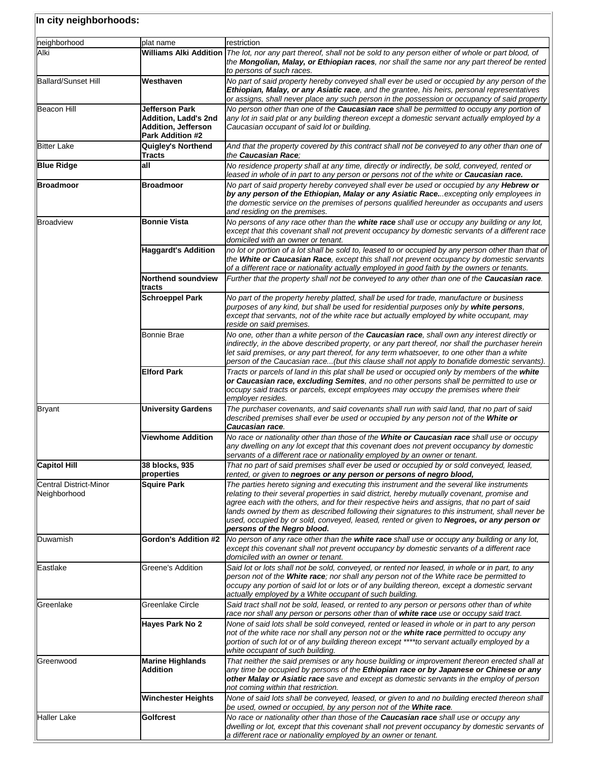## In city neighborhoods:

| neighborhood | plat name | restriction |
|---|---|---|
| Alki | **Williams Alki Addition** | *The lot, nor any part thereof, shall not be sold to any person either of whole or part blood, of the **Mongolian, Malay, or Ethiopian races**, nor shall the same nor any part thereof be rented to persons of such races.* |
| Ballard/Sunset Hill | **Westhaven** | *No part of said property hereby conveyed shall ever be used or occupied by any person of the **Ethiopian, Malay, or any Asiatic race**, and the grantee, his heirs, personal representatives or assigns, shall never place any such person in the possession or occupancy of said property* |
| Beacon Hill | **Jefferson Park Addition, Ladd's 2nd Addition, Jefferson Park Addition #2** | *No person other than one of the **Caucasian race** shall be permitted to occupy any portion of any lot in said plat or any building thereon except a domestic servant actually employed by a Caucasian occupant of said lot or building.* |
| Bitter Lake | **Quigley's Northend Tracts** | *And that the property covered by this contract shall not be conveyed to any other than one of the **Caucasian Race**;* |
| **Blue Ridge** | **all** | *No residence property shall at any time, directly or indirectly, be sold, conveyed, rented or leased in whole of in part to any person or persons not of the white or **Caucasian race.*** |
| **Broadmoor** | **Broadmoor** | *No part of said property hereby conveyed shall ever be used or occupied by any **Hebrew or by any person of the Ethiopian, Malay or any Asiatic Race**...excepting only employees in the domestic service on the premises of persons qualified hereunder as occupants and users and residing on the premises.* |
| Broadview | **Bonnie Vista** | *No persons of any race other than the **white race** shall use or occupy any building or any lot, except that this covenant shall not prevent occupancy by domestic servants of a different race domiciled with an owner or tenant.* |
| | **Haggardt's Addition** | *no lot or portion of a lot shall be sold to, leased to or occupied by any person other than that of the **White or Caucasian Race**, except this shall not prevent occupancy by domestic servants of a different race or nationality actually employed in good faith by the owners or tenants.* |
| | **Northend soundview tracts** | *Further that the property shall not be conveyed to any other than one of the **Caucasian race**.* |
| | **Schroeppel Park** | *No part of the property hereby platted, shall be used for trade, manufacture or business purposes of any kind, but shall be used for residential purposes only by **white persons**, except that servants, not of the white race but actually employed by white occupant, may reside on said premises.* |
| | Bonnie Brae | *No one, other than a white person of the **Caucasian race**, shall own any interest directly or indirectly, in the above described property, or any part thereof, nor shall the purchaser herein let said premises, or any part thereof, for any term whatsoever, to one other than a white person of the Caucasian race...(but this clause shall not apply to bonafide domestic servants).* |
| | **Elford Park** | *Tracts or parcels of land in this plat shall be used or occupied only by members of the **white or Caucasian race, excluding Semites**, and no other persons shall be permitted to use or occupy said tracts or parcels, except employees may occupy the premises where their employer resides.* |
| Bryant | **University Gardens** | *The purchaser covenants, and said covenants shall run with said land, that no part of said described premises shall ever be used or occupied by any person not of the **White or Caucasian race**.* |
| | **Viewhome Addition** | *No race or nationality other than those of the **White or Caucasian race** shall use or occupy any dwelling on any lot except that this covenant does not prevent occupancy by domestic servants of a different race or nationality employed by an owner or tenant.* |
| **Capitol Hill** | **38 blocks, 935 properties** | *That no part of said premises shall ever be used or occupied by or sold conveyed, leased, rented, or given to **negroes or any person or persons of negro blood,*** |
| Central District-Minor Neighborhood | **Squire Park** | *The parties hereto signing and executing this instrument and the several like instruments relating to their several properties in said district, hereby mutually covenant, promise and agree each with the others, and for their respective heirs and assigns, that no part of said lands owned by them as described following their signatures to this instrument, shall never be used, occupied by or sold, conveyed, leased, rented or given to **Negroes, or any person or persons of the Negro blood.*** |
| Duwamish | **Gordon's Addition #2** | *No person of any race other than the **white race** shall use or occupy any building or any lot, except this covenant shall not prevent occupancy by domestic servants of a different race domiciled with an owner or tenant.* |
| Eastlake | Greene's Addition | *Said lot or lots shall not be sold, conveyed, or rented nor leased, in whole or in part, to any person not of the **White race**; nor shall any person not of the White race be permitted to occupy any portion of said lot or lots or of any building thereon, except a domestic servant actually employed by a White occupant of such building.* |
| Greenlake | Greenlake Circle | *Said tract shall not be sold, leased, or rented to any person or persons other than of white race nor shall any person or persons other than of **white race** use or occupy said tract.* |
| | **Hayes Park No 2** | *None of said lots shall be sold conveyed, rented or leased in whole or in part to any person not of the white race nor shall any person not or the **white race** permitted to occupy any portion of such lot or of any building thereon except ****to servant actually employed by a white occupant of such building.* |
| Greenwood | **Marine Highlands Addition** | *That neither the said premises or any house building or improvement thereon erected shall at any time be occupied by persons of the **Ethiopian race or by Japanese or Chinese or any other Malay or Asiatic race** save and except as domestic servants in the employ of person not coming within that restriction.* |
| | **Winchester Heights** | *None of said lots shall be conveyed, leased, or given to and no building erected thereon shall be used, owned or occupied, by any person not of the **White race**.* |
| Haller Lake | **Golfcrest** | *No race or nationality other than those of the **Caucasian race** shall use or occupy any dwelling or lot, except that this covenant shall not prevent occupancy by domestic servants of a different race or nationality employed by an owner or tenant.* |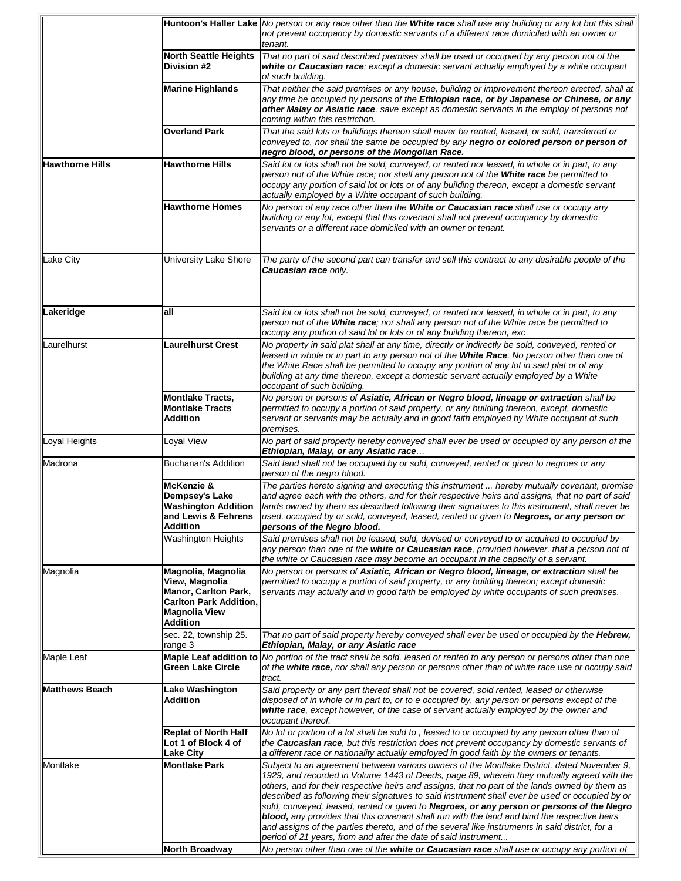| | | |
|---|---|---|
| | **Huntoon's Haller Lake** | *No person or any race other than the **White race** shall use any building or any lot but this shall not prevent occupancy by domestic servants of a different race domiciled with an owner or tenant.* |
| | **North Seattle Heights Division #2** | *That no part of said described premises shall be used or occupied by any person not of the **white or Caucasian race**; except a domestic servant actually employed by a white occupant of such building.* |
| | **Marine Highlands** | *That neither the said premises or any house, building or improvement thereon erected, shall at any time be occupied by persons of the **Ethiopian race, or by Japanese or Chinese, or any other Malay or Asiatic race**, save except as domestic servants in the employ of persons not coming within this restriction.* |
| | **Overland Park** | *That the said lots or buildings thereon shall never be rented, leased, or sold, transferred or conveyed to, nor shall the same be occupied by any **negro or colored person or person of negro blood, or persons of the Mongolian Race.*** |
| **Hawthorne Hills** | **Hawthorne Hills** | *Said lot or lots shall not be sold, conveyed, or rented nor leased, in whole or in part, to any person not of the White race; nor shall any person not of the **White race** be permitted to occupy any portion of said lot or lots or of any building thereon, except a domestic servant actually employed by a White occupant of such building.* |
| | **Hawthorne Homes** | *No person of any race other than the **White or Caucasian race** shall use or occupy any building or any lot, except that this covenant shall not prevent occupancy by domestic servants or a different race domiciled with an owner or tenant.* |
| Lake City | University Lake Shore | *The party of the second part can transfer and sell this contract to any desirable people of the **Caucasian race** only.* |
| **Lakeridge** | **all** | *Said lot or lots shall not be sold, conveyed, or rented nor leased, in whole or in part, to any person not of the **White race**; nor shall any person not of the White race be permitted to occupy any portion of said lot or lots or of any building thereon, exc* |
| Laurelhurst | **Laurelhurst Crest** | *No property in said plat shall at any time, directly or indirectly be sold, conveyed, rented or leased in whole or in part to any person not of the **White Race**. No person other than one of the White Race shall be permitted to occupy any portion of any lot in said plat or of any building at any time thereon, except a domestic servant actually employed by a White occupant of such building.* |
| | **Montlake Tracts, Montlake Tracts Addition** | *No person or persons of **Asiatic, African or Negro blood, lineage or extraction** shall be permitted to occupy a portion of said property, or any building thereon, except, domestic servant or servants may be actually and in good faith employed by White occupant of such premises.* |
| Loyal Heights | Loyal View | *No part of said property hereby conveyed shall ever be used or occupied by any person of the **Ethiopian, Malay, or any Asiatic race**…* |
| Madrona | Buchanan's Addition | *Said land shall not be occupied by or sold, conveyed, rented or given to negroes or any person of the negro blood.* |
| | **McKenzie & Dempsey's Lake Washington Addition and Lewis & Fehrens Addition** | *The parties hereto signing and executing this instrument ... hereby mutually covenant, promise and agree each with the others, and for their respective heirs and assigns, that no part of said lands owned by them as described following their signatures to this instrument, shall never be used, occupied by or sold, conveyed, leased, rented or given to **Negroes, or any person or persons of the Negro blood.*** |
| | Washington Heights | *Said premises shall not be leased, sold, devised or conveyed to or acquired to occupied by any person than one of the **white or Caucasian race**, provided however, that a person not of the white or Caucasian race may become an occupant in the capacity of a servant.* |
| Magnolia | **Magnolia, Magnolia View, Magnolia Manor, Carlton Park, Carlton Park Addition, Magnolia View Addition** | *No person or persons of **Asiatic, African or Negro blood, lineage, or extraction** shall be permitted to occupy a portion of said property, or any building thereon; except domestic servants may actually and in good faith be employed by white occupants of such premises.* |
| | sec. 22, township 25. range 3 | *That no part of said property hereby conveyed shall ever be used or occupied by the **Hebrew, Ethiopian, Malay, or any Asiatic race*** |
| Maple Leaf | **Maple Leaf addition to Green Lake Circle** | *No portion of the tract shall be sold, leased or rented to any person or persons other than one of the **white race,** nor shall any person or persons other than of white race use or occupy said tract.* |
| **Matthews Beach** | **Lake Washington Addition** | *Said property or any part thereof shall not be covered, sold rented, leased or otherwise disposed of in whole or in part to, or to e occupied by, any person or persons except of the **white race**, except however, of the case of servant actually employed by the owner and occupant thereof.* |
| | **Replat of North Half Lot 1 of Block 4 of Lake City** | *No lot or portion of a lot shall be sold to , leased to or occupied by any person other than of the **Caucasian race**, but this restriction does not prevent occupancy by domestic servants of a different race or nationality actually employed in good faith by the owners or tenants.* |
| Montlake | **Montlake Park** | *Subject to an agreement between various owners of the Montlake District, dated November 9, 1929, and recorded in Volume 1443 of Deeds, page 89, wherein they mutually agreed with the others, and for their respective heirs and assigns, that no part of the lands owned by them as described as following their signatures to said instrument shall ever be used or occupied by or sold, conveyed, leased, rented or given to **Negroes, or any person or persons of the Negro blood,** any provides that this covenant shall run with the land and bind the respective heirs and assigns of the parties thereto, and of the several like instruments in said district, for a period of 21 years, from and after the date of said instrument...* |
| | **North Broadway** | *No person other than one of the **white or Caucasian race** shall use or occupy any portion of* |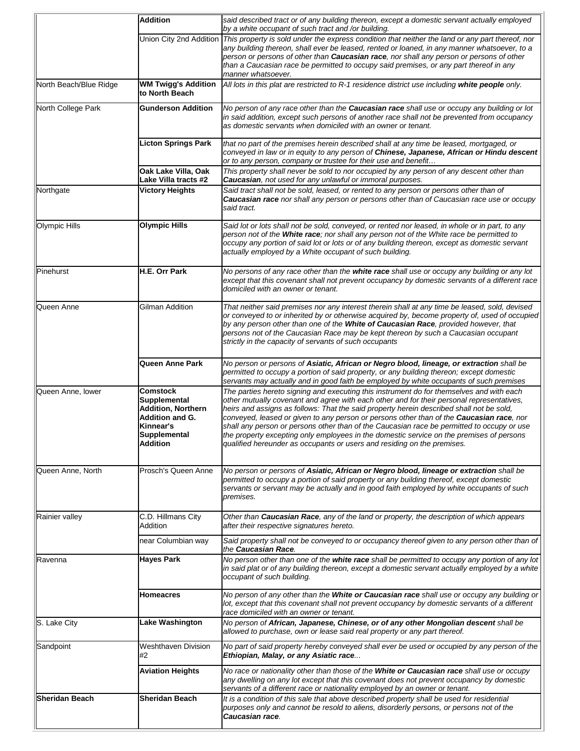| | | |
|---|---|---|
| | **Addition** | *said described tract or of any building thereon, except a domestic servant actually employed by a white occupant of such tract and /or building.* |
| | Union City 2nd Addition | *This property is sold under the express condition that neither the land or any part thereof, nor any building thereon, shall ever be leased, rented or loaned, in any manner whatsoever, to a person or persons of other than **Caucasian race**, nor shall any person or persons of other than a Caucasian race be permitted to occupy said premises, or any part thereof in any manner whatsoever.* |
| North Beach/Blue Ridge | **WM Twigg's Addition to North Beach** | *All lots in this plat are restricted to R-1 residence district use including **white people** only.* |
| North College Park | **Gunderson Addition** | *No person of any race other than the **Caucasian race** shall use or occupy any building or lot in said addition, except such persons of another race shall not be prevented from occupancy as domestic servants when domiciled with an owner or tenant.* |
| | **Licton Springs Park** | *that no part of the premises herein described shall at any time be leased, mortgaged, or conveyed in law or in equity to any person of **Chinese, Japanese, African or Hindu descent** or to any person, company or trustee for their use and benefit…* |
| | **Oak Lake Villa, Oak Lake Villa tracts #2** | *This property shall never be sold to nor occupied by any person of any descent other than **Caucasian**, not used for any unlawful or immoral purposes.* |
| Northgate | **Victory Heights** | *Said tract shall not be sold, leased, or rented to any person or persons other than of **Caucasian race** nor shall any person or persons other than of Caucasian race use or occupy said tract.* |
| Olympic Hills | **Olympic Hills** | *Said lot or lots shall not be sold, conveyed, or rented nor leased, in whole or in part, to any person not of the **White race**; nor shall any person not of the White race be permitted to occupy any portion of said lot or lots or of any building thereon, except as domestic servant actually employed by a White occupant of such building.* |
| Pinehurst | **H.E. Orr Park** | *No persons of any race other than the **white race** shall use or occupy any building or any lot except that this covenant shall not prevent occupancy by domestic servants of a different race domiciled with an owner or tenant.* |
| Queen Anne | Gilman Addition | *That neither said premises nor any interest therein shall at any time be leased, sold, devised or conveyed to or inherited by or otherwise acquired by, become property of, used of occupied by any person other than one of the **White of Caucasian Race**, provided however, that persons not of the Caucasian Race may be kept thereon by such a Caucasian occupant strictly in the capacity of servants of such occupants* |
| | **Queen Anne Park** | *No person or persons of **Asiatic, African or Negro blood, lineage, or extraction** shall be permitted to occupy a portion of said property, or any building thereon; except domestic servants may actually and in good faith be employed by white occupants of such premises* |
| Queen Anne, lower | **Comstock Supplemental Addition, Northern Addition and G. Kinnear's Supplemental Addition** | *The parties hereto signing and executing this instrument do for themselves and with each other mutually covenant and agree with each other and for their personal representatives, heirs and assigns as follows: That the said property herein described shall not be sold, conveyed, leased or given to any person or persons other than of the **Caucasian race**, nor shall any person or persons other than of the Caucasian race be permitted to occupy or use the property excepting only employees in the domestic service on the premises of persons qualified hereunder as occupants or users and residing on the premises.* |
| Queen Anne, North | Prosch's Queen Anne | *No person or persons of **Asiatic, African or Negro blood, lineage or extraction** shall be permitted to occupy a portion of said property or any building thereof, except domestic servants or servant may be actually and in good faith employed by white occupants of such premises.* |
| Rainier valley | C.D. Hillmans City Addition | *Other than **Caucasian Race**, any of the land or property, the description of which appears after their respective signatures hereto.* |
| | near Columbian way | *Said property shall not be conveyed to or occupancy thereof given to any person other than of the **Caucasian Race**.* |
| Ravenna | **Hayes Park** | *No person other than one of the **white race** shall be permitted to occupy any portion of any lot in said plat or of any building thereon, except a domestic servant actually employed by a white occupant of such building.* |
| | **Homeacres** | *No person of any other than the **White or Caucasian race** shall use or occupy any building or lot, except that this covenant shall not prevent occupancy by domestic servants of a different race domiciled with an owner or tenant.* |
| S. Lake City | **Lake Washington** | *No person of **African, Japanese, Chinese, or of any other Mongolian descent** shall be allowed to purchase, own or lease said real property or any part thereof.* |
| Sandpoint | Weshthaven Division #2 | *No part of said property hereby conveyed shall ever be used or occupied by any person of the **Ethiopian, Malay, or any Asiatic race**...* |
| | **Aviation Heights** | *No race or nationality other than those of the **White or Caucasian race** shall use or occupy any dwelling on any lot except that this covenant does not prevent occupancy by domestic servants of a different race or nationality employed by an owner or tenant.* |
| **Sheridan Beach** | **Sheridan Beach** | *It is a condition of this sale that above described property shall be used for residential purposes only and cannot be resold to aliens, disorderly persons, or persons not of the **Caucasian race**.* |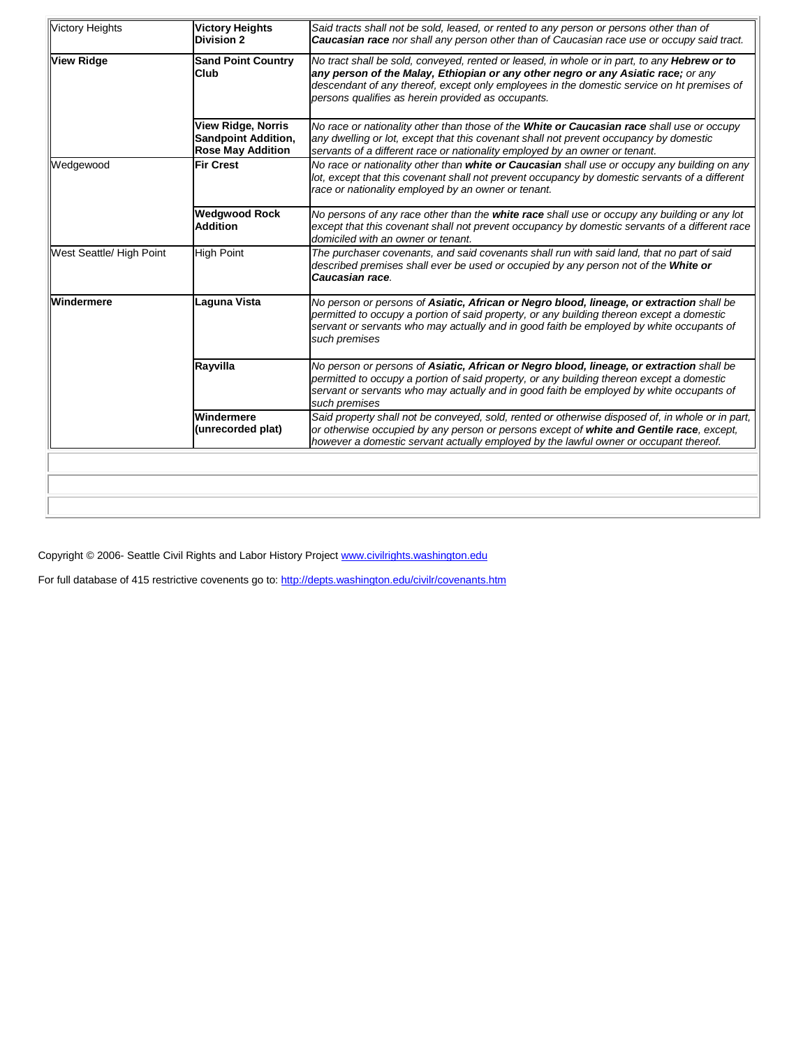| | | |
|---|---|---|
| Victory Heights | **Victory Heights Division 2** | *Said tracts shall not be sold, leased, or rented to any person or persons other than of **Caucasian race** nor shall any person other than of Caucasian race use or occupy said tract.* |
| **View Ridge** | **Sand Point Country Club** | *No tract shall be sold, conveyed, rented or leased, in whole or in part, to any **Hebrew or to any person of the Malay, Ethiopian or any other negro or any Asiatic race;** or any descendant of any thereof, except only employees in the domestic service on ht premises of persons qualifies as herein provided as occupants.* |
| | **View Ridge, Norris Sandpoint Addition, Rose May Addition** | *No race or nationality other than those of the **White or Caucasian race** shall use or occupy any dwelling or lot, except that this covenant shall not prevent occupancy by domestic servants of a different race or nationality employed by an owner or tenant.* |
| Wedgewood | **Fir Crest** | *No race or nationality other than **white or Caucasian** shall use or occupy any building on any lot, except that this covenant shall not prevent occupancy by domestic servants of a different race or nationality employed by an owner or tenant.* |
| | **Wedgwood Rock Addition** | *No persons of any race other than the **white race** shall use or occupy any building or any lot except that this covenant shall not prevent occupancy by domestic servants of a different race domiciled with an owner or tenant.* |
| West Seattle/ High Point | High Point | *The purchaser covenants, and said covenants shall run with said land, that no part of said described premises shall ever be used or occupied by any person not of the **White or Caucasian race**.* |
| **Windermere** | **Laguna Vista** | *No person or persons of **Asiatic, African or Negro blood, lineage, or extraction** shall be permitted to occupy a portion of said property, or any building thereon except a domestic servant or servants who may actually and in good faith be employed by white occupants of such premises* |
| | **Rayvilla** | *No person or persons of **Asiatic, African or Negro blood, lineage, or extraction** shall be permitted to occupy a portion of said property, or any building thereon except a domestic servant or servants who may actually and in good faith be employed by white occupants of such premises* |
| | **Windermere (unrecorded plat)** | *Said property shall not be conveyed, sold, rented or otherwise disposed of, in whole or in part, or otherwise occupied by any person or persons except of **white and Gentile race**, except, however a domestic servant actually employed by the lawful owner or occupant thereof.* |

Copyright © 2006- Seattle Civil Rights and Labor History Project www.civilrights.washington.edu

For full database of 415 restrictive covenents go to: http://depts.washington.edu/civilr/covenants.htm